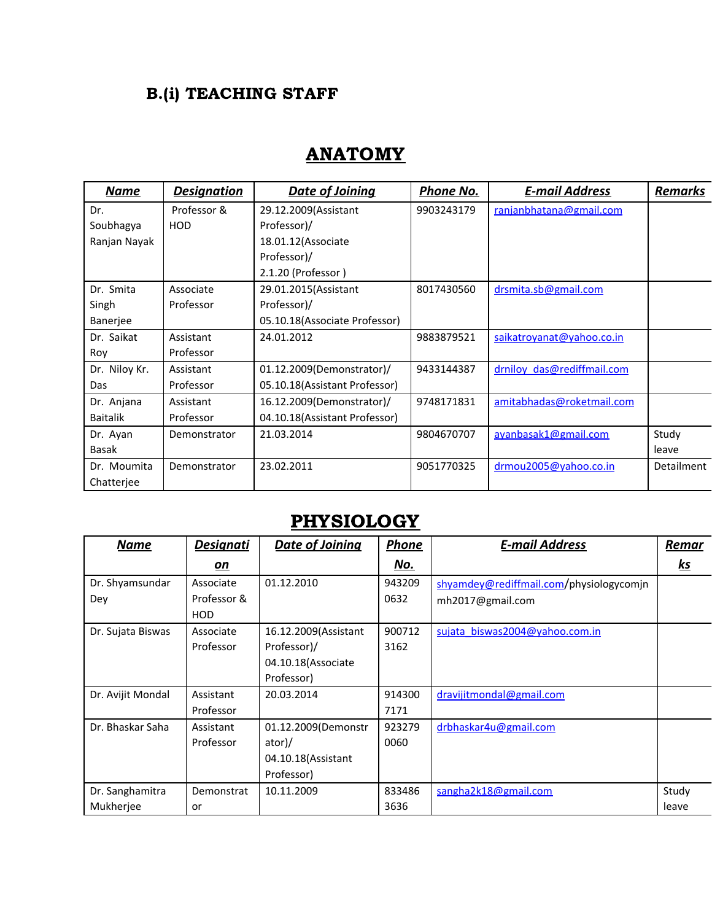## B.(i) TEACHING STAFF

# ANATOMY

| Name | Designation | Date of Joining | Phone No. | E-mail Address | Remarks |
|---|---|---|---|---|---|
| Dr. Soubhagya Ranjan Nayak | Professor & HOD | 29.12.2009(Assistant Professor)/ 18.01.12(Associate Professor)/ 2.1.20 (Professor ) | 9903243179 | ranjanbhatana@gmail.com | |
| Dr. Smita Singh Banerjee | Associate Professor | 29.01.2015(Assistant Professor)/ 05.10.18(Associate Professor) | 8017430560 | drsmita.sb@gmail.com | |
| Dr. Saikat Roy | Assistant Professor | 24.01.2012 | 9883879521 | saikatroyanat@yahoo.co.in | |
| Dr. Niloy Kr. Das | Assistant Professor | 01.12.2009(Demonstrator)/ 05.10.18(Assistant Professor) | 9433144387 | drniloy_das@rediffmail.com | |
| Dr. Anjana Baitalik | Assistant Professor | 16.12.2009(Demonstrator)/ 04.10.18(Assistant Professor) | 9748171831 | amitabhadas@roketmail.com | |
| Dr. Ayan Basak | Demonstrator | 21.03.2014 | 9804670707 | ayanbasak1@gmail.com | Study leave |
| Dr. Moumita Chatterjee | Demonstrator | 23.02.2011 | 9051770325 | drmou2005@yahoo.co.in | Detailment |

# PHYSIOLOGY

| Name | Designation | Date of Joining | Phone No. | E-mail Address | Remarks |
|---|---|---|---|---|---|
| Dr. Shyamsundar Dey | Associate Professor & HOD | 01.12.2010 | 9432090632 | shyamdey@rediffmail.com/physiologycomjnmh2017@gmail.com | |
| Dr. Sujata Biswas | Associate Professor | 16.12.2009(Assistant Professor)/ 04.10.18(Associate Professor) | 9007123162 | sujata_biswas2004@yahoo.com.in | |
| Dr. Avijit Mondal | Assistant Professor | 20.03.2014 | 9143007171 | dravijitmondal@gmail.com | |
| Dr. Bhaskar Saha | Assistant Professor | 01.12.2009(Demonstrator)/ 04.10.18(Assistant Professor) | 9232790060 | drbhaskar4u@gmail.com | |
| Dr. Sanghamitra Mukherjee | Demonstrator | 10.11.2009 | 8334863636 | sangha2k18@gmail.com | Study leave |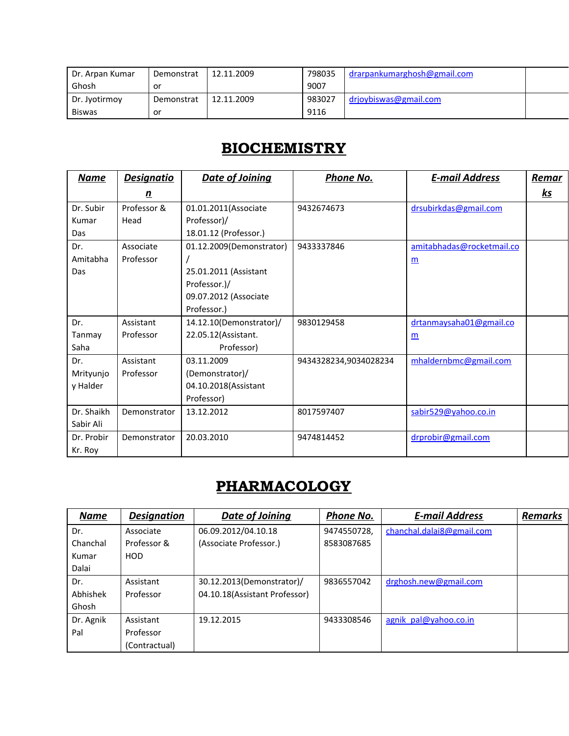| Dr. Arpan Kumar Ghosh | Demonstrator | 12.11.2009 | 7980359007 | drarpankumarghosh@gmail.com | |
|---|---|---|---|---|---|
| Dr. Jyotirmoy Biswas | Demonstrator | 12.11.2009 | 9830279116 | drjoybiswas@gmail.com | |

# BIOCHEMISTRY

| Name | Designation | Date of Joining | Phone No. | E-mail Address | Remarks |
|---|---|---|---|---|---|
| Dr. Subir Kumar Das | Professor & Head | 01.01.2011(Associate Professor)/ 18.01.12 (Professor.) | 9432674673 | drsubirkdas@gmail.com | |
| Dr. Amitabha Das | Associate Professor | 01.12.2009(Demonstrator)/ 25.01.2011 (Assistant Professor.)/ 09.07.2012 (Associate Professor.) | 9433337846 | amitabhadas@rocketmail.com | |
| Dr. Tanmay Saha | Assistant Professor | 14.12.10(Demonstrator)/ 22.05.12(Assistant. Professor) | 9830129458 | drtanmaysaha01@gmail.com | |
| Dr. Mrityunjoy Halder | Assistant Professor | 03.11.2009 (Demonstrator)/ 04.10.2018(Assistant Professor) | 9434328234,9034028234 | mhaldernbmc@gmail.com | |
| Dr. Shaikh Sabir Ali | Demonstrator | 13.12.2012 | 8017597407 | sabir529@yahoo.co.in | |
| Dr. Probir Kr. Roy | Demonstrator | 20.03.2010 | 9474814452 | drprobir@gmail.com | |

# PHARMACOLOGY

| Name | Designation | Date of Joining | Phone No. | E-mail Address | Remarks |
|---|---|---|---|---|---|
| Dr. Chanchal Kumar Dalai | Associate Professor & HOD | 06.09.2012/04.10.18 (Associate Professor.) | 9474550728, 8583087685 | chanchal.dalai8@gmail.com | |
| Dr. Abhishek Ghosh | Assistant Professor | 30.12.2013(Demonstrator)/ 04.10.18(Assistant Professor) | 9836557042 | drghosh.new@gmail.com | |
| Dr. Agnik Pal | Assistant Professor (Contractual) | 19.12.2015 | 9433308546 | agnik_pal@yahoo.co.in | |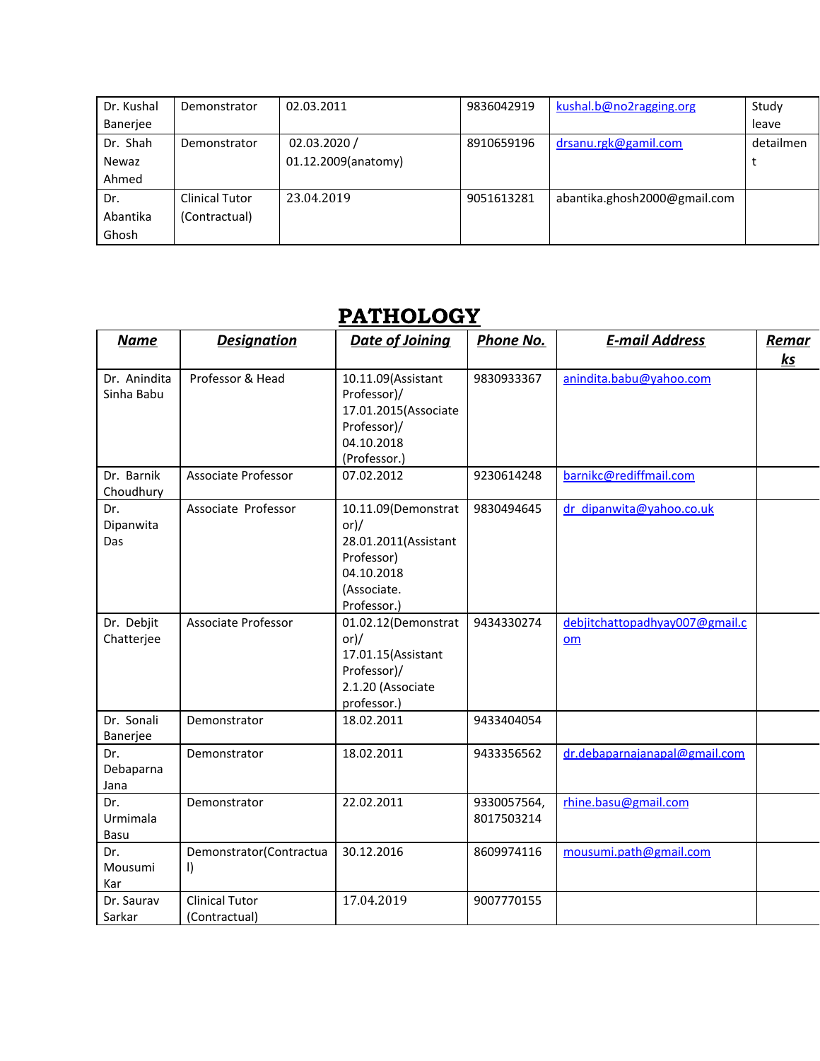| | | | | | |
|---|---|---|---|---|---|
| Dr. Kushal Banerjee | Demonstrator | 02.03.2011 | 9836042919 | kushal.b@no2ragging.org | Study leave |
| Dr. Shah Newaz Ahmed | Demonstrator | 02.03.2020 / 01.12.2009(anatomy) | 8910659196 | drsanu.rgk@gamil.com | detailment |
| Dr. Abantika Ghosh | Clinical Tutor (Contractual) | 23.04.2019 | 9051613281 | abantika.ghosh2000@gmail.com | |

# PATHOLOGY

| ***Name*** | ***Designation*** | ***Date of Joining*** | ***Phone No.*** | ***E-mail Address*** | ***Remarks*** |
|---|---|---|---|---|---|
| Dr. Anindita Sinha Babu | Professor & Head | 10.11.09(Assistant Professor)/ 17.01.2015(Associate Professor)/ 04.10.2018 (Professor.) | 9830933367 | anindita.babu@yahoo.com | |
| Dr. Barnik Choudhury | Associate Professor | 07.02.2012 | 9230614248 | barnikc@rediffmail.com | |
| Dr. Dipanwita Das | Associate Professor | 10.11.09(Demonstrator)/ 28.01.2011(Assistant Professor) 04.10.2018 (Associate. Professor.) | 9830494645 | dr_dipanwita@yahoo.co.uk | |
| Dr. Debjit Chatterjee | Associate Professor | 01.02.12(Demonstrator)/ 17.01.15(Assistant Professor)/ 2.1.20 (Associate professor.) | 9434330274 | debjitchattopadhyay007@gmail.com | |
| Dr. Sonali Banerjee | Demonstrator | 18.02.2011 | 9433404054 | | |
| Dr. Debaparna Jana | Demonstrator | 18.02.2011 | 9433356562 | dr.debaparnajanapal@gmail.com | |
| Dr. Urmimala Basu | Demonstrator | 22.02.2011 | 9330057564, 8017503214 | rhine.basu@gmail.com | |
| Dr. Mousumi Kar | Demonstrator(Contractual) | 30.12.2016 | 8609974116 | mousumi.path@gmail.com | |
| Dr. Saurav Sarkar | Clinical Tutor (Contractual) | 17.04.2019 | 9007770155 | | |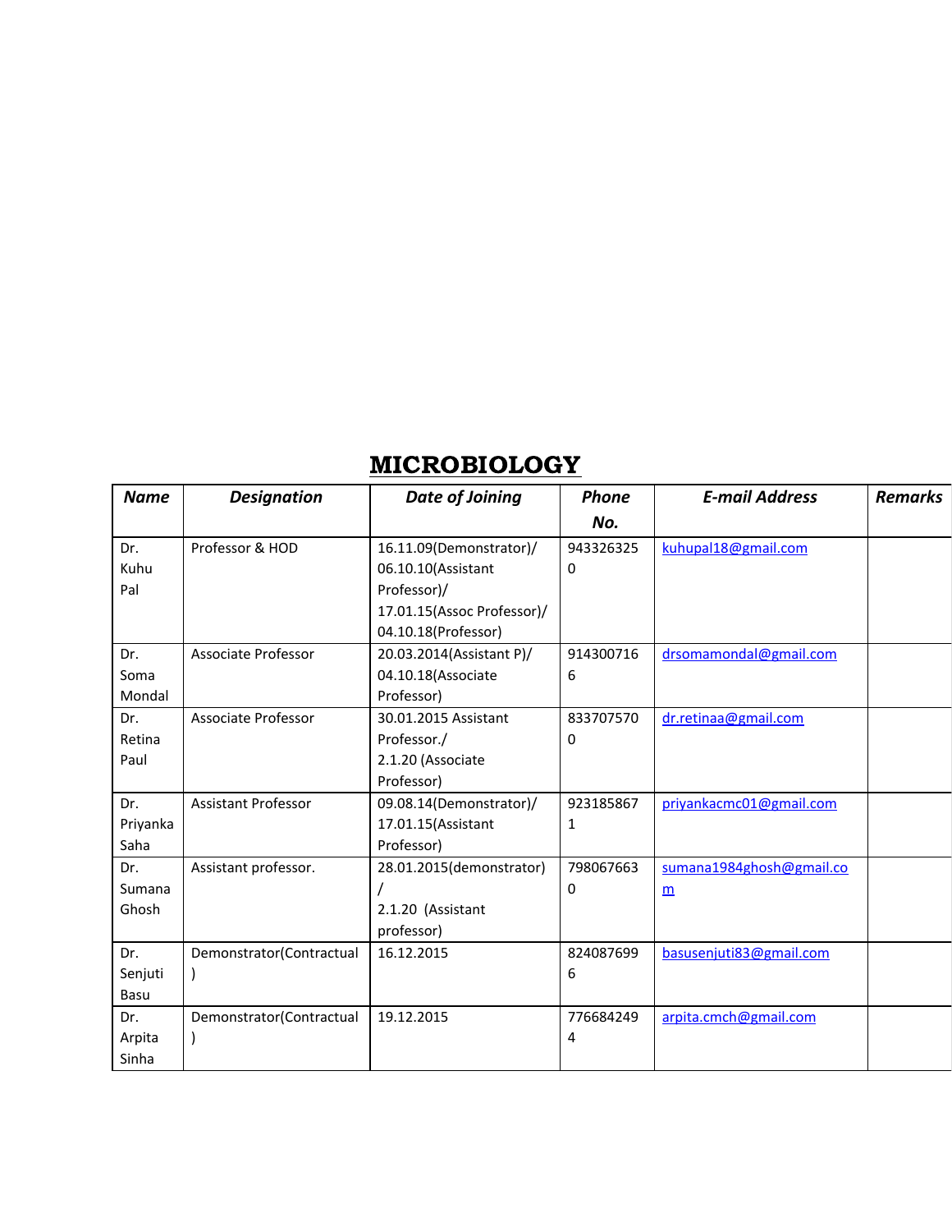# MICROBIOLOGY

| *Name* | *Designation* | *Date of Joining* | *Phone No.* | *E-mail Address* | *Remarks* |
| --- | --- | --- | --- | --- | --- |
| Dr. Kuhu Pal | Professor & HOD | 16.11.09(Demonstrator)/ 06.10.10(Assistant Professor)/ 17.01.15(Assoc Professor)/ 04.10.18(Professor) | 9433263250 | kuhupal18@gmail.com | |
| Dr. Soma Mondal | Associate Professor | 20.03.2014(Assistant P)/ 04.10.18(Associate Professor) | 9143007166 | drsomamondal@gmail.com | |
| Dr. Retina Paul | Associate Professor | 30.01.2015 Assistant Professor./ 2.1.20 (Associate Professor) | 8337075700 | dr.retinaa@gmail.com | |
| Dr. Priyanka Saha | Assistant Professor | 09.08.14(Demonstrator)/ 17.01.15(Assistant Professor) | 9231858671 | priyankacmc01@gmail.com | |
| Dr. Sumana Ghosh | Assistant professor. | 28.01.2015(demonstrator) / 2.1.20 (Assistant professor) | 7980676630 | sumana1984ghosh@gmail.com | |
| Dr. Senjuti Basu | Demonstrator(Contractual) | 16.12.2015 | 8240876996 | basusenjuti83@gmail.com | |
| Dr. Arpita Sinha | Demonstrator(Contractual) | 19.12.2015 | 7766842494 | arpita.cmch@gmail.com | |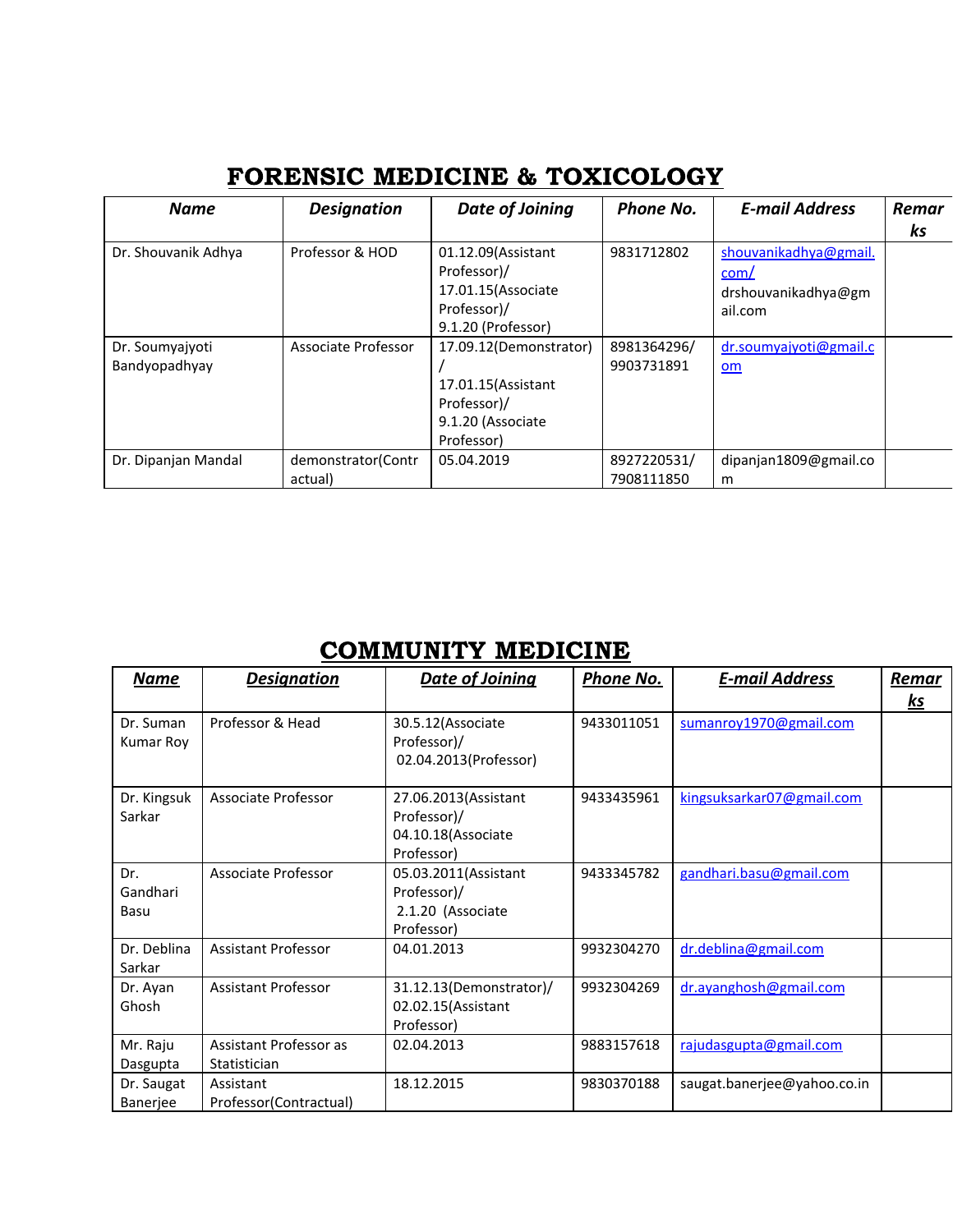## FORENSIC MEDICINE & TOXICOLOGY

| *Name* | *Designation* | *Date of Joining* | *Phone No.* | *E-mail Address* | *Remarks* |
|---|---|---|---|---|---|
| Dr. Shouvanik Adhya | Professor & HOD | 01.12.09(Assistant Professor)/ 17.01.15(Associate Professor)/ 9.1.20 (Professor) | 9831712802 | shouvanikadhya@gmail.com/ drshouvanikadhya@gmail.com | |
| Dr. Soumyajyoti Bandyopadhyay | Associate Professor | 17.09.12(Demonstrator) / 17.01.15(Assistant Professor)/ 9.1.20 (Associate Professor) | 8981364296/ 9903731891 | dr.soumyajyoti@gmail.com | |
| Dr. Dipanjan Mandal | demonstrator(Contractual) | 05.04.2019 | 8927220531/ 7908111850 | dipanjan1809@gmail.com | |

## COMMUNITY MEDICINE

| ***Name*** | ***Designation*** | ***Date of Joining*** | ***Phone No.*** | ***E-mail Address*** | ***Remarks*** |
|---|---|---|---|---|---|
| Dr. Suman Kumar Roy | Professor & Head | 30.5.12(Associate Professor)/ 02.04.2013(Professor) | 9433011051 | sumanroy1970@gmail.com | |
| Dr. Kingsuk Sarkar | Associate Professor | 27.06.2013(Assistant Professor)/ 04.10.18(Associate Professor) | 9433435961 | kingsuksarkar07@gmail.com | |
| Dr. Gandhari Basu | Associate Professor | 05.03.2011(Assistant Professor)/ 2.1.20 (Associate Professor) | 9433345782 | gandhari.basu@gmail.com | |
| Dr. Deblina Sarkar | Assistant Professor | 04.01.2013 | 9932304270 | dr.deblina@gmail.com | |
| Dr. Ayan Ghosh | Assistant Professor | 31.12.13(Demonstrator)/ 02.02.15(Assistant Professor) | 9932304269 | dr.ayanghosh@gmail.com | |
| Mr. Raju Dasgupta | Assistant Professor as Statistician | 02.04.2013 | 9883157618 | rajudasgupta@gmail.com | |
| Dr. Saugat Banerjee | Assistant Professor(Contractual) | 18.12.2015 | 9830370188 | saugat.banerjee@yahoo.co.in | |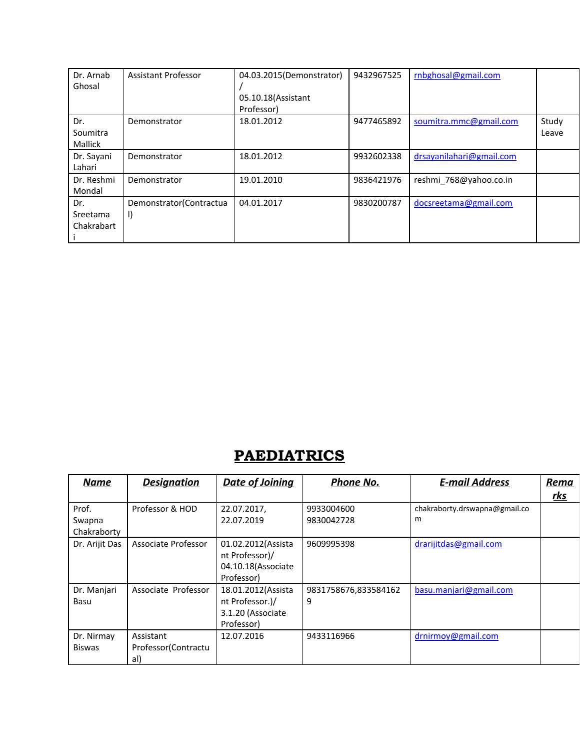| | | | | | |
|---|---|---|---|---|---|
| Dr. Arnab Ghosal | Assistant Professor | 04.03.2015(Demonstrator) / 05.10.18(Assistant Professor) | 9432967525 | rnbghosal@gmail.com | |
| Dr. Soumitra Mallick | Demonstrator | 18.01.2012 | 9477465892 | soumitra.mmc@gmail.com | Study Leave |
| Dr. Sayani Lahari | Demonstrator | 18.01.2012 | 9932602338 | drsayanilahari@gmail.com | |
| Dr. Reshmi Mondal | Demonstrator | 19.01.2010 | 9836421976 | reshmi_768@yahoo.co.in | |
| Dr. Sreetama Chakrabarti | Demonstrator(Contractual) | 04.01.2017 | 9830200787 | docsreetama@gmail.com | |

# PAEDIATRICS

| ***Name*** | ***Designation*** | ***Date of Joining*** | ***Phone No.*** | ***E-mail Address*** | ***Remarks*** |
|---|---|---|---|---|---|
| Prof. Swapna Chakraborty | Professor & HOD | 22.07.2017, 22.07.2019 | 9933004600 9830042728 | chakraborty.drswapna@gmail.com | |
| Dr. Arijit Das | Associate Professor | 01.02.2012(Assistant Professor)/ 04.10.18(Associate Professor) | 9609995398 | drarijitdas@gmail.com | |
| Dr. Manjari Basu | Associate Professor | 18.01.2012(Assistant Professor.)/ 3.1.20 (Associate Professor) | 9831758676,8335841629 | basu.manjari@gmail.com | |
| Dr. Nirmay Biswas | Assistant Professor(Contractual) | 12.07.2016 | 9433116966 | drnirmoy@gmail.com | |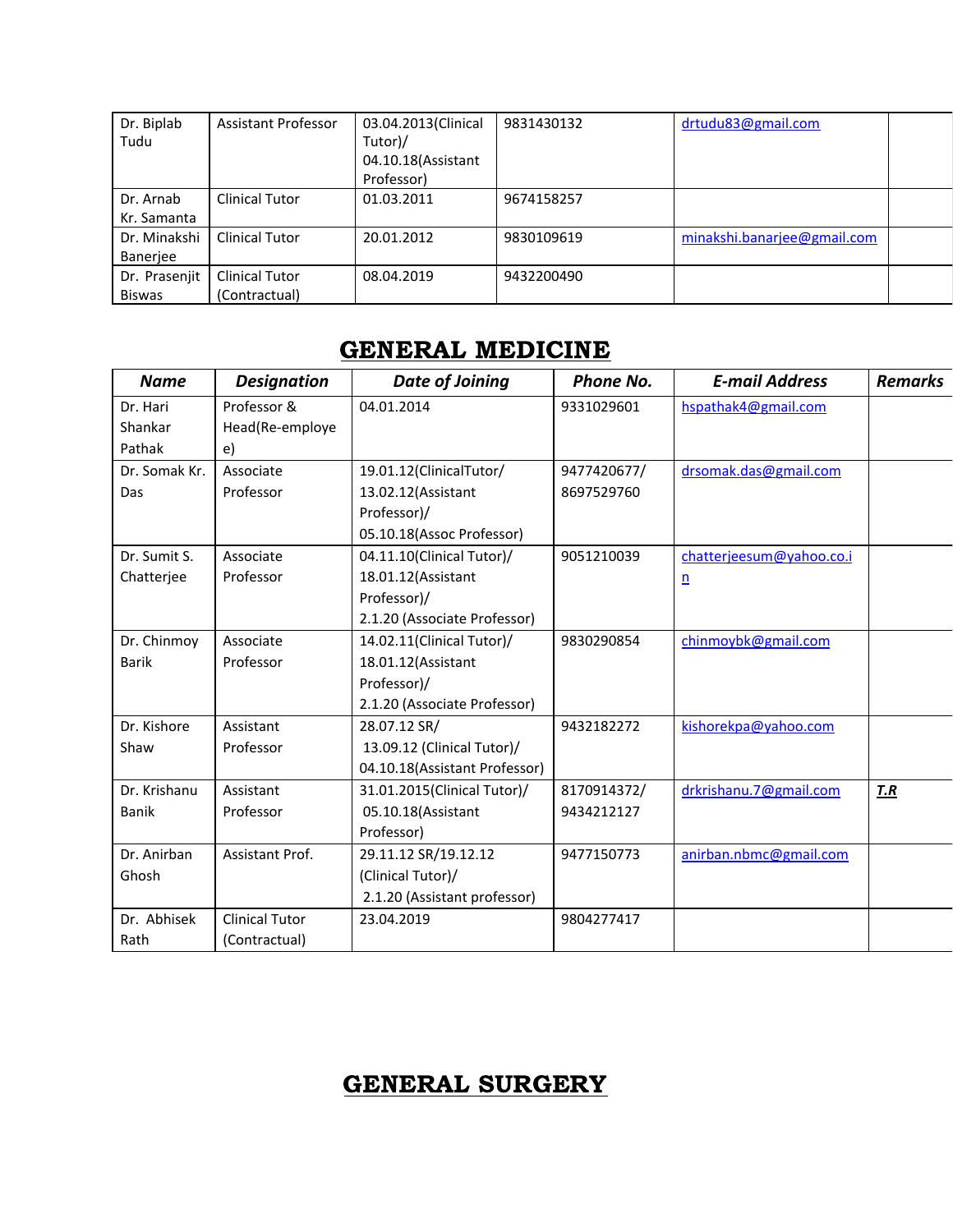| | | | | | |
|---|---|---|---|---|---|
| Dr. Biplab Tudu | Assistant Professor | 03.04.2013(Clinical Tutor)/ 04.10.18(Assistant Professor) | 9831430132 | drtudu83@gmail.com | |
| Dr. Arnab Kr. Samanta | Clinical Tutor | 01.03.2011 | 9674158257 | | |
| Dr. Minakshi Banerjee | Clinical Tutor | 20.01.2012 | 9830109619 | minakshi.banarjee@gmail.com | |
| Dr. Prasenjit Biswas | Clinical Tutor (Contractual) | 08.04.2019 | 9432200490 | | |

# GENERAL MEDICINE

| *Name* | *Designation* | *Date of Joining* | *Phone No.* | *E-mail Address* | *Remarks* |
|---|---|---|---|---|---|
| Dr. Hari Shankar Pathak | Professor & Head(Re-employe e) | 04.01.2014 | 9331029601 | hspathak4@gmail.com | |
| Dr. Somak Kr. Das | Associate Professor | 19.01.12(ClinicalTutor/ 13.02.12(Assistant Professor)/ 05.10.18(Assoc Professor) | 9477420677/ 8697529760 | drsomak.das@gmail.com | |
| Dr. Sumit S. Chatterjee | Associate Professor | 04.11.10(Clinical Tutor)/ 18.01.12(Assistant Professor)/ 2.1.20 (Associate Professor) | 9051210039 | chatterjeesum@yahoo.co.in | |
| Dr. Chinmoy Barik | Associate Professor | 14.02.11(Clinical Tutor)/ 18.01.12(Assistant Professor)/ 2.1.20 (Associate Professor) | 9830290854 | chinmoybk@gmail.com | |
| Dr. Kishore Shaw | Assistant Professor | 28.07.12 SR/ 13.09.12 (Clinical Tutor)/ 04.10.18(Assistant Professor) | 9432182272 | kishorekpa@yahoo.com | |
| Dr. Krishanu Banik | Assistant Professor | 31.01.2015(Clinical Tutor)/ 05.10.18(Assistant Professor) | 8170914372/ 9434212127 | drkrishanu.7@gmail.com | ***T.R*** |
| Dr. Anirban Ghosh | Assistant Prof. | 29.11.12 SR/19.12.12 (Clinical Tutor)/ 2.1.20 (Assistant professor) | 9477150773 | anirban.nbmc@gmail.com | |
| Dr. Abhisek Rath | Clinical Tutor (Contractual) | 23.04.2019 | 9804277417 | | |

# GENERAL SURGERY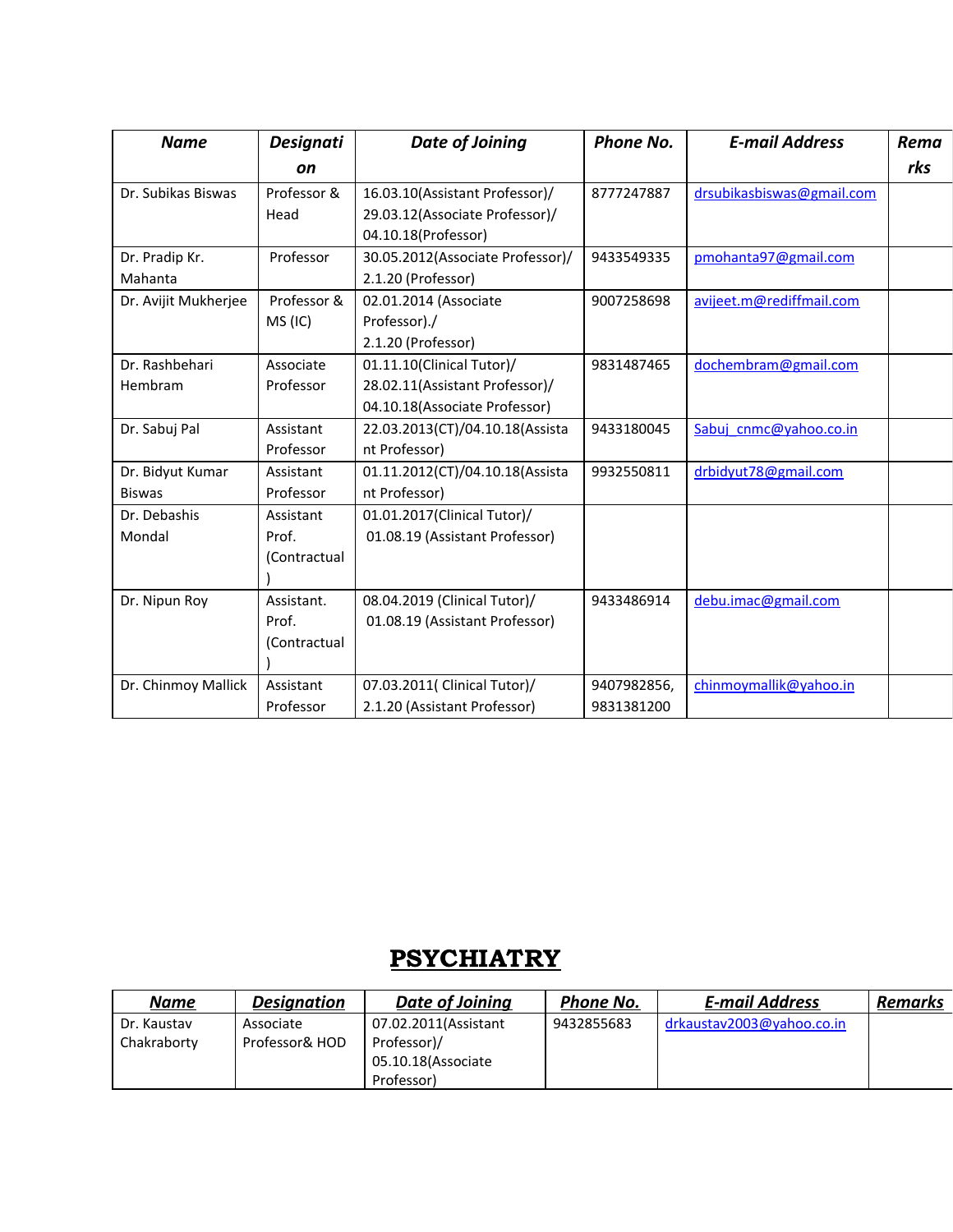| Name | Designation | Date of Joining | Phone No. | E-mail Address | Remarks |
|---|---|---|---|---|---|
| Dr. Subikas Biswas | Professor & Head | 16.03.10(Assistant Professor)/ 29.03.12(Associate Professor)/ 04.10.18(Professor) | 8777247887 | drsubikasbiswas@gmail.com | |
| Dr. Pradip Kr. Mahanta | Professor | 30.05.2012(Associate Professor)/ 2.1.20 (Professor) | 9433549335 | pmohanta97@gmail.com | |
| Dr. Avijit Mukherjee | Professor & MS (IC) | 02.01.2014 (Associate Professor)./ 2.1.20 (Professor) | 9007258698 | avijeet.m@rediffmail.com | |
| Dr. Rashbehari Hembram | Associate Professor | 01.11.10(Clinical Tutor)/ 28.02.11(Assistant Professor)/ 04.10.18(Associate Professor) | 9831487465 | dochembram@gmail.com | |
| Dr. Sabuj Pal | Assistant Professor | 22.03.2013(CT)/04.10.18(Assistant Professor) | 9433180045 | Sabuj_cnmc@yahoo.co.in | |
| Dr. Bidyut Kumar Biswas | Assistant Professor | 01.11.2012(CT)/04.10.18(Assistant Professor) | 9932550811 | drbidyut78@gmail.com | |
| Dr. Debashis Mondal | Assistant Prof. (Contractual) | 01.01.2017(Clinical Tutor)/ 01.08.19 (Assistant Professor) | | | |
| Dr. Nipun Roy | Assistant. Prof. (Contractual) | 08.04.2019 (Clinical Tutor)/ 01.08.19 (Assistant Professor) | 9433486914 | debu.imac@gmail.com | |
| Dr. Chinmoy Mallick | Assistant Professor | 07.03.2011( Clinical Tutor)/ 2.1.20 (Assistant Professor) | 9407982856, 9831381200 | chinmoymallik@yahoo.in | |

# PSYCHIATRY

| Name | Designation | Date of Joining | Phone No. | E-mail Address | Remarks |
|---|---|---|---|---|---|
| Dr. Kaustav Chakraborty | Associate Professor& HOD | 07.02.2011(Assistant Professor)/ 05.10.18(Associate Professor) | 9432855683 | drkaustav2003@yahoo.co.in | |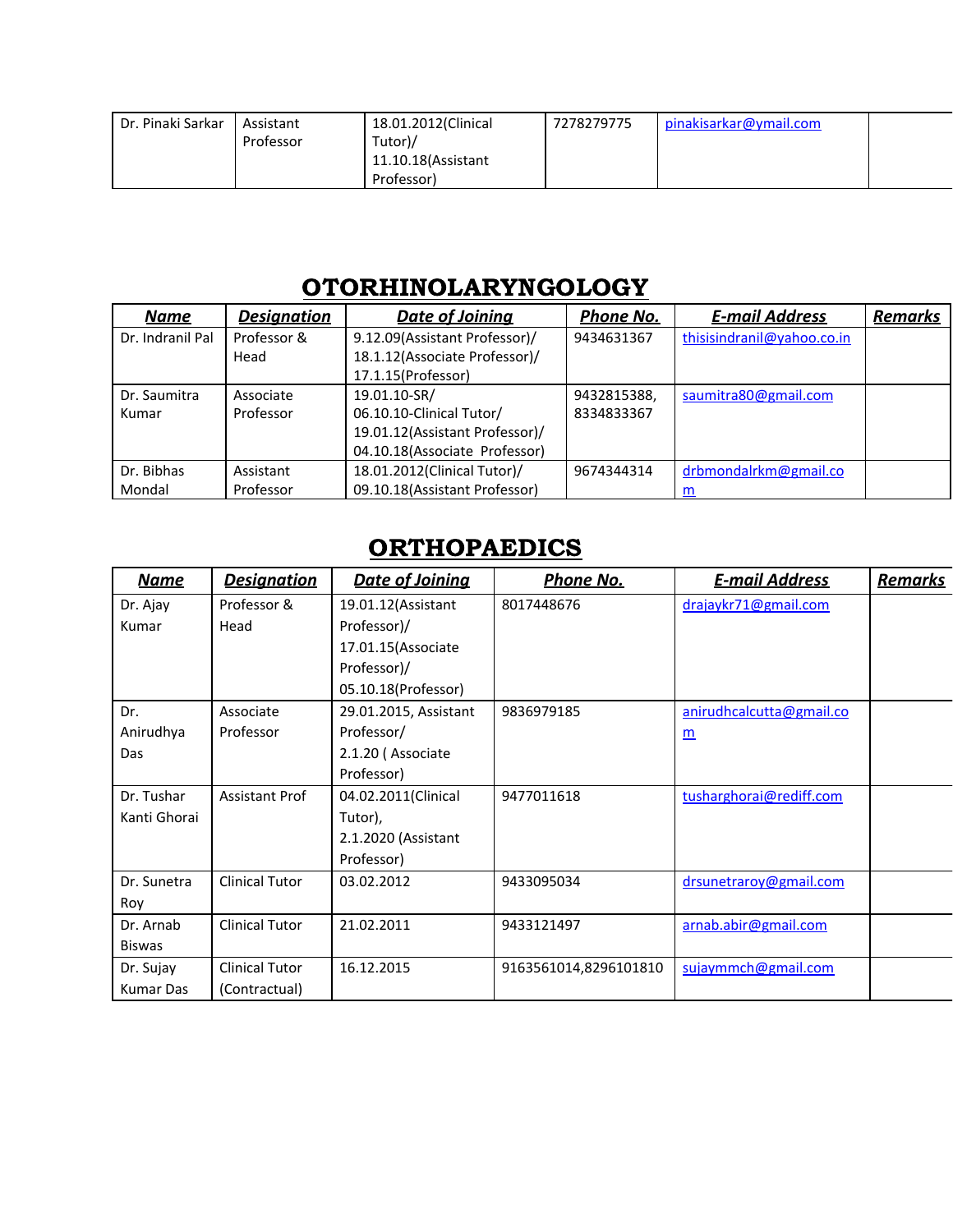| Dr. Pinaki Sarkar | Assistant Professor | 18.01.2012(Clinical Tutor)/ 11.10.18(Assistant Professor) | 7278279775 | pinakisarkar@ymail.com | |
|---|---|---|---|---|---|

## OTORHINOLARYNGOLOGY

| ***Name*** | ***Designation*** | ***Date of Joining*** | ***Phone No.*** | ***E-mail Address*** | ***Remarks*** |
|---|---|---|---|---|---|
| Dr. Indranil Pal | Professor & Head | 9.12.09(Assistant Professor)/ 18.1.12(Associate Professor)/ 17.1.15(Professor) | 9434631367 | thisisindranil@yahoo.co.in | |
| Dr. Saumitra Kumar | Associate Professor | 19.01.10-SR/ 06.10.10-Clinical Tutor/ 19.01.12(Assistant Professor)/ 04.10.18(Associate Professor) | 9432815388, 8334833367 | saumitra80@gmail.com | |
| Dr. Bibhas Mondal | Assistant Professor | 18.01.2012(Clinical Tutor)/ 09.10.18(Assistant Professor) | 9674344314 | drbmondalrkm@gmail.com | |

## ORTHOPAEDICS

| ***Name*** | ***Designation*** | ***Date of Joining*** | ***Phone No.*** | ***E-mail Address*** | ***Remarks*** |
|---|---|---|---|---|---|
| Dr. Ajay Kumar | Professor & Head | 19.01.12(Assistant Professor)/ 17.01.15(Associate Professor)/ 05.10.18(Professor) | 8017448676 | drajaykr71@gmail.com | |
| Dr. Anirudhya Das | Associate Professor | 29.01.2015, Assistant Professor/ 2.1.20 ( Associate Professor) | 9836979185 | anirudhcalcutta@gmail.com | |
| Dr. Tushar Kanti Ghorai | Assistant Prof | 04.02.2011(Clinical Tutor), 2.1.2020 (Assistant Professor) | 9477011618 | tusharghorai@rediff.com | |
| Dr. Sunetra Roy | Clinical Tutor | 03.02.2012 | 9433095034 | drsunetraroy@gmail.com | |
| Dr. Arnab Biswas | Clinical Tutor | 21.02.2011 | 9433121497 | arnab.abir@gmail.com | |
| Dr. Sujay Kumar Das | Clinical Tutor (Contractual) | 16.12.2015 | 9163561014,8296101810 | sujaymmch@gmail.com | |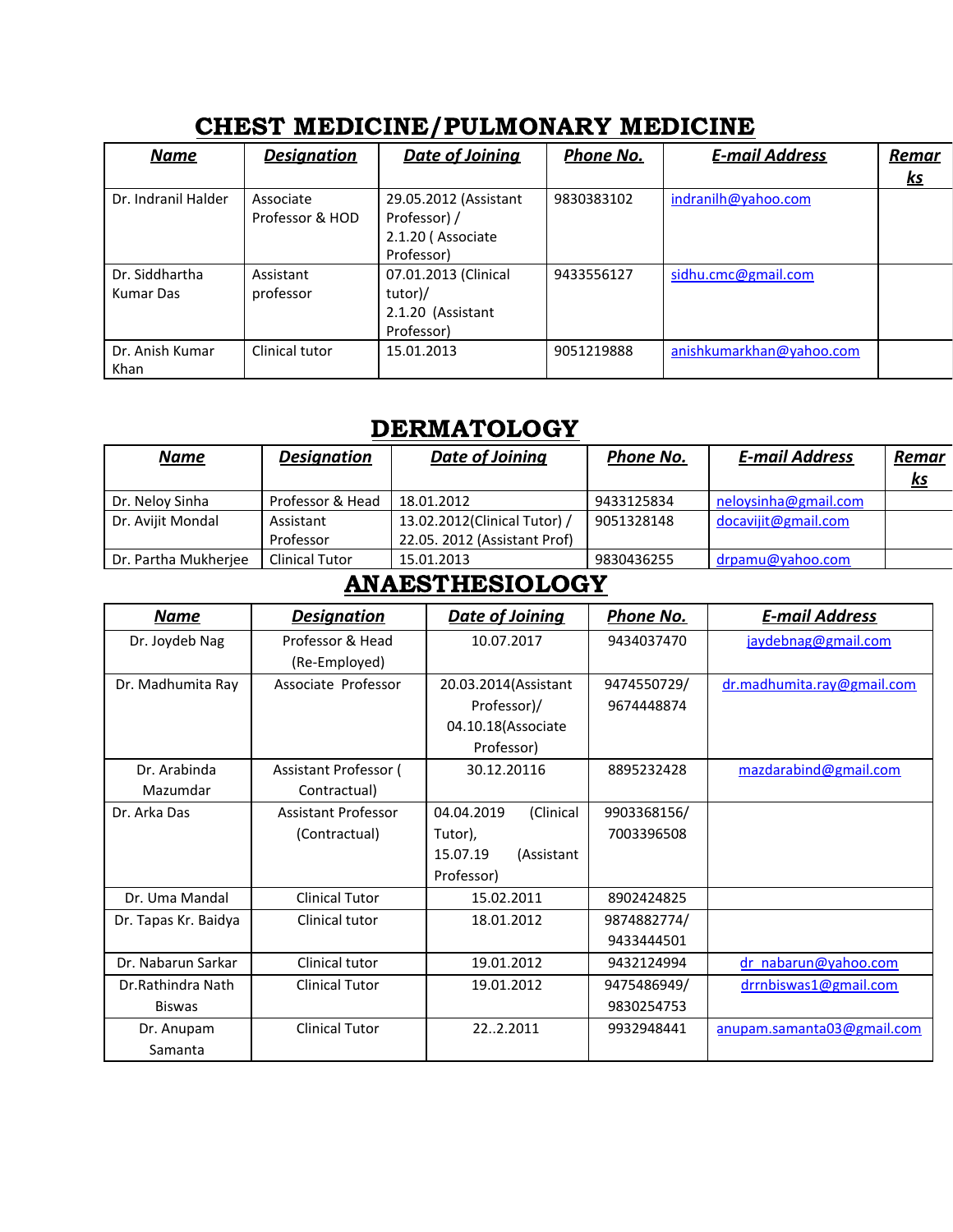## CHEST MEDICINE/PULMONARY MEDICINE

| Name | Designation | Date of Joining | Phone No. | E-mail Address | Remarks |
|---|---|---|---|---|---|
| Dr. Indranil Halder | Associate Professor & HOD | 29.05.2012 (Assistant Professor) / 2.1.20 ( Associate Professor) | 9830383102 | indranilh@yahoo.com | |
| Dr. Siddhartha Kumar Das | Assistant professor | 07.01.2013 (Clinical tutor)/ 2.1.20 (Assistant Professor) | 9433556127 | sidhu.cmc@gmail.com | |
| Dr. Anish Kumar Khan | Clinical tutor | 15.01.2013 | 9051219888 | anishkumarkhan@yahoo.com | |

## DERMATOLOGY

| Name | Designation | Date of Joining | Phone No. | E-mail Address | Remarks |
|---|---|---|---|---|---|
| Dr. Neloy Sinha | Professor & Head | 18.01.2012 | 9433125834 | neloysinha@gmail.com | |
| Dr. Avijit Mondal | Assistant Professor | 13.02.2012(Clinical Tutor) / 22.05. 2012 (Assistant Prof) | 9051328148 | docavijit@gmail.com | |
| Dr. Partha Mukherjee | Clinical Tutor | 15.01.2013 | 9830436255 | drpamu@yahoo.com | |

## ANAESTHESIOLOGY

| Name | Designation | Date of Joining | Phone No. | E-mail Address |
|---|---|---|---|---|
| Dr. Joydeb Nag | Professor & Head (Re-Employed) | 10.07.2017 | 9434037470 | jaydebnag@gmail.com |
| Dr. Madhumita Ray | Associate Professor | 20.03.2014(Assistant Professor)/ 04.10.18(Associate Professor) | 9474550729/ 9674448874 | dr.madhumita.ray@gmail.com |
| Dr. Arabinda Mazumdar | Assistant Professor ( Contractual) | 30.12.20116 | 8895232428 | mazdarabind@gmail.com |
| Dr. Arka Das | Assistant Professor (Contractual) | 04.04.2019 (Clinical Tutor), 15.07.19 (Assistant Professor) | 9903368156/ 7003396508 | |
| Dr. Uma Mandal | Clinical Tutor | 15.02.2011 | 8902424825 | |
| Dr. Tapas Kr. Baidya | Clinical tutor | 18.01.2012 | 9874882774/ 9433444501 | |
| Dr. Nabarun Sarkar | Clinical tutor | 19.01.2012 | 9432124994 | dr_nabarun@yahoo.com |
| Dr.Rathindra Nath Biswas | Clinical Tutor | 19.01.2012 | 9475486949/ 9830254753 | drrnbiswas1@gmail.com |
| Dr. Anupam Samanta | Clinical Tutor | 22..2.2011 | 9932948441 | anupam.samanta03@gmail.com |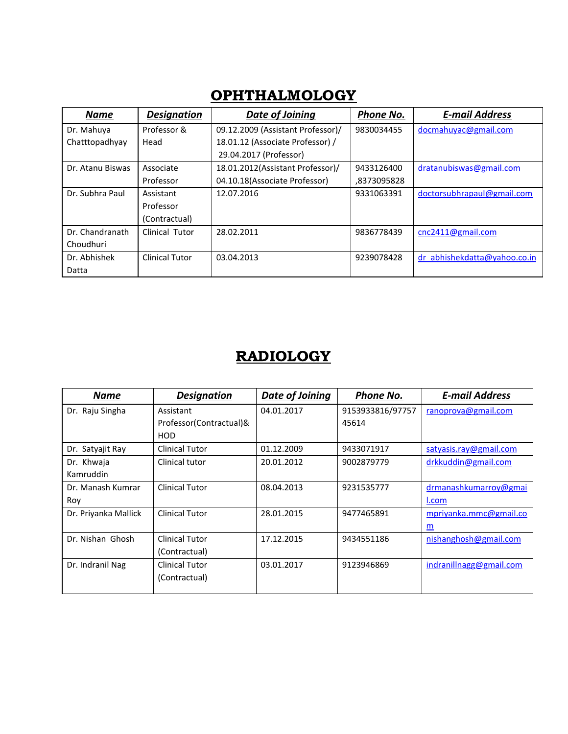# OPHTHALMOLOGY

| Name | Designation | Date of Joining | Phone No. | E-mail Address |
|---|---|---|---|---|
| Dr. Mahuya Chatttopadhyay | Professor & Head | 09.12.2009 (Assistant Professor)/ 18.01.12 (Associate Professor) / 29.04.2017 (Professor) | 9830034455 | docmahuyac@gmail.com |
| Dr. Atanu Biswas | Associate Professor | 18.01.2012(Assistant Professor)/ 04.10.18(Associate Professor) | 9433126400 ,8373095828 | dratanubiswas@gmail.com |
| Dr. Subhra Paul | Assistant Professor (Contractual) | 12.07.2016 | 9331063391 | doctorsubhrapaul@gmail.com |
| Dr. Chandranath Choudhuri | Clinical Tutor | 28.02.2011 | 9836778439 | cnc2411@gmail.com |
| Dr. Abhishek Datta | Clinical Tutor | 03.04.2013 | 9239078428 | dr_abhishekdatta@yahoo.co.in |

# RADIOLOGY

| Name | Designation | Date of Joining | Phone No. | E-mail Address |
|---|---|---|---|---|
| Dr. Raju Singha | Assistant Professor(Contractual)& HOD | 04.01.2017 | 9153933816/9775745614 | ranoprova@gmail.com |
| Dr. Satyajit Ray | Clinical Tutor | 01.12.2009 | 9433071917 | satyasis.ray@gmail.com |
| Dr. Khwaja Kamruddin | Clinical tutor | 20.01.2012 | 9002879779 | drkkuddin@gmail.com |
| Dr. Manash Kumrar Roy | Clinical Tutor | 08.04.2013 | 9231535777 | drmanashkumarroy@gmail.com |
| Dr. Priyanka Mallick | Clinical Tutor | 28.01.2015 | 9477465891 | mpriyanka.mmc@gmail.com |
| Dr. Nishan Ghosh | Clinical Tutor (Contractual) | 17.12.2015 | 9434551186 | nishanghosh@gmail.com |
| Dr. Indranil Nag | Clinical Tutor (Contractual) | 03.01.2017 | 9123946869 | indranillnagg@gmail.com |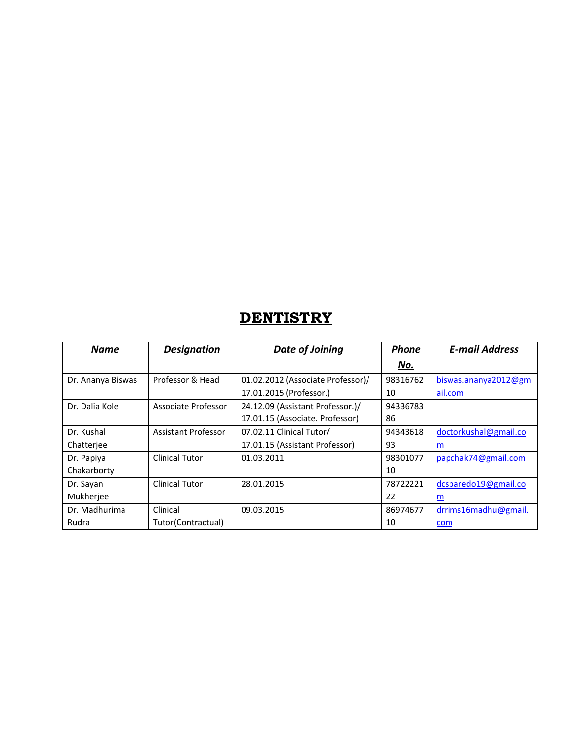# DENTISTRY

| Name | Designation | Date of Joining | Phone No. | E-mail Address |
|---|---|---|---|---|
| Dr. Ananya Biswas | Professor & Head | 01.02.2012 (Associate Professor)/ 17.01.2015 (Professor.) | 9831676210 | biswas.ananya2012@gmail.com |
| Dr. Dalia Kole | Associate Professor | 24.12.09 (Assistant Professor.)/ 17.01.15 (Associate. Professor) | 9433678386 | |
| Dr. Kushal Chatterjee | Assistant Professor | 07.02.11 Clinical Tutor/ 17.01.15 (Assistant Professor) | 9434361893 | doctorkushal@gmail.com |
| Dr. Papiya Chakarborty | Clinical Tutor | 01.03.2011 | 9830107710 | papchak74@gmail.com |
| Dr. Sayan Mukherjee | Clinical Tutor | 28.01.2015 | 7872222122 | dcsparedo19@gmail.com |
| Dr. Madhurima Rudra | Clinical Tutor(Contractual) | 09.03.2015 | 8697467710 | drrims16madhu@gmail.com |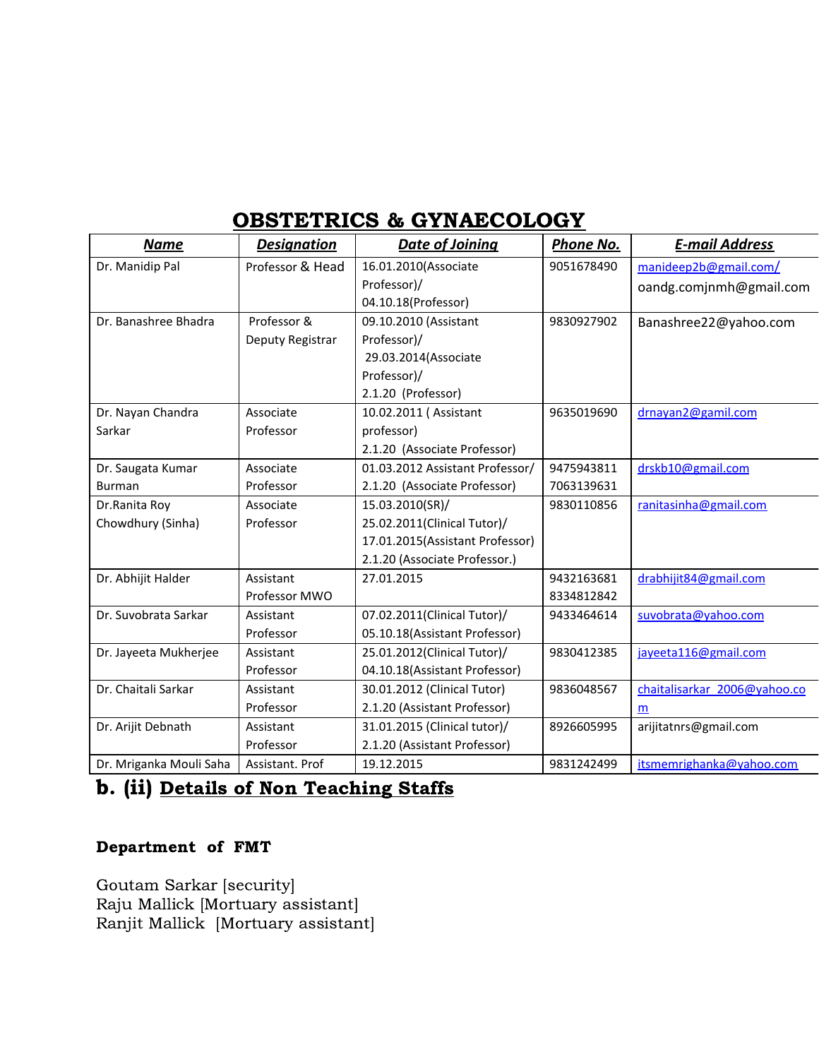# OBSTETRICS & GYNAECOLOGY

| Name | Designation | Date of Joining | Phone No. | E-mail Address |
|---|---|---|---|---|
| Dr. Manidip Pal | Professor & Head | 16.01.2010(Associate Professor)/ 04.10.18(Professor) | 9051678490 | manideep2b@gmail.com/ oandg.comjnmh@gmail.com |
| Dr. Banashree Bhadra | Professor & Deputy Registrar | 09.10.2010 (Assistant Professor)/ 29.03.2014(Associate Professor)/ 2.1.20 (Professor) | 9830927902 | Banashree22@yahoo.com |
| Dr. Nayan Chandra Sarkar | Associate Professor | 10.02.2011 ( Assistant professor) 2.1.20 (Associate Professor) | 9635019690 | drnayan2@gamil.com |
| Dr. Saugata Kumar Burman | Associate Professor | 01.03.2012 Assistant Professor/ 2.1.20 (Associate Professor) | 9475943811 7063139631 | drskb10@gmail.com |
| Dr.Ranita Roy Chowdhury (Sinha) | Associate Professor | 15.03.2010(SR)/ 25.02.2011(Clinical Tutor)/ 17.01.2015(Assistant Professor) 2.1.20 (Associate Professor.) | 9830110856 | ranitasinha@gmail.com |
| Dr. Abhijit Halder | Assistant Professor MWO | 27.01.2015 | 9432163681 8334812842 | drabhijit84@gmail.com |
| Dr. Suvobrata Sarkar | Assistant Professor | 07.02.2011(Clinical Tutor)/ 05.10.18(Assistant Professor) | 9433464614 | suvobrata@yahoo.com |
| Dr. Jayeeta Mukherjee | Assistant Professor | 25.01.2012(Clinical Tutor)/ 04.10.18(Assistant Professor) | 9830412385 | jayeeta116@gmail.com |
| Dr. Chaitali Sarkar | Assistant Professor | 30.01.2012 (Clinical Tutor) 2.1.20 (Assistant Professor) | 9836048567 | chaitalisarkar_2006@yahoo.com |
| Dr. Arijit Debnath | Assistant Professor | 31.01.2015 (Clinical tutor)/ 2.1.20 (Assistant Professor) | 8926605995 | arijitatnrs@gmail.com |
| Dr. Mriganka Mouli Saha | Assistant. Prof | 19.12.2015 | 9831242499 | itsmemrighanka@yahoo.com |

## b. (ii) Details of Non Teaching Staffs

**Department of FMT**

Goutam Sarkar [security]
Raju Mallick [Mortuary assistant]
Ranjit Mallick [Mortuary assistant]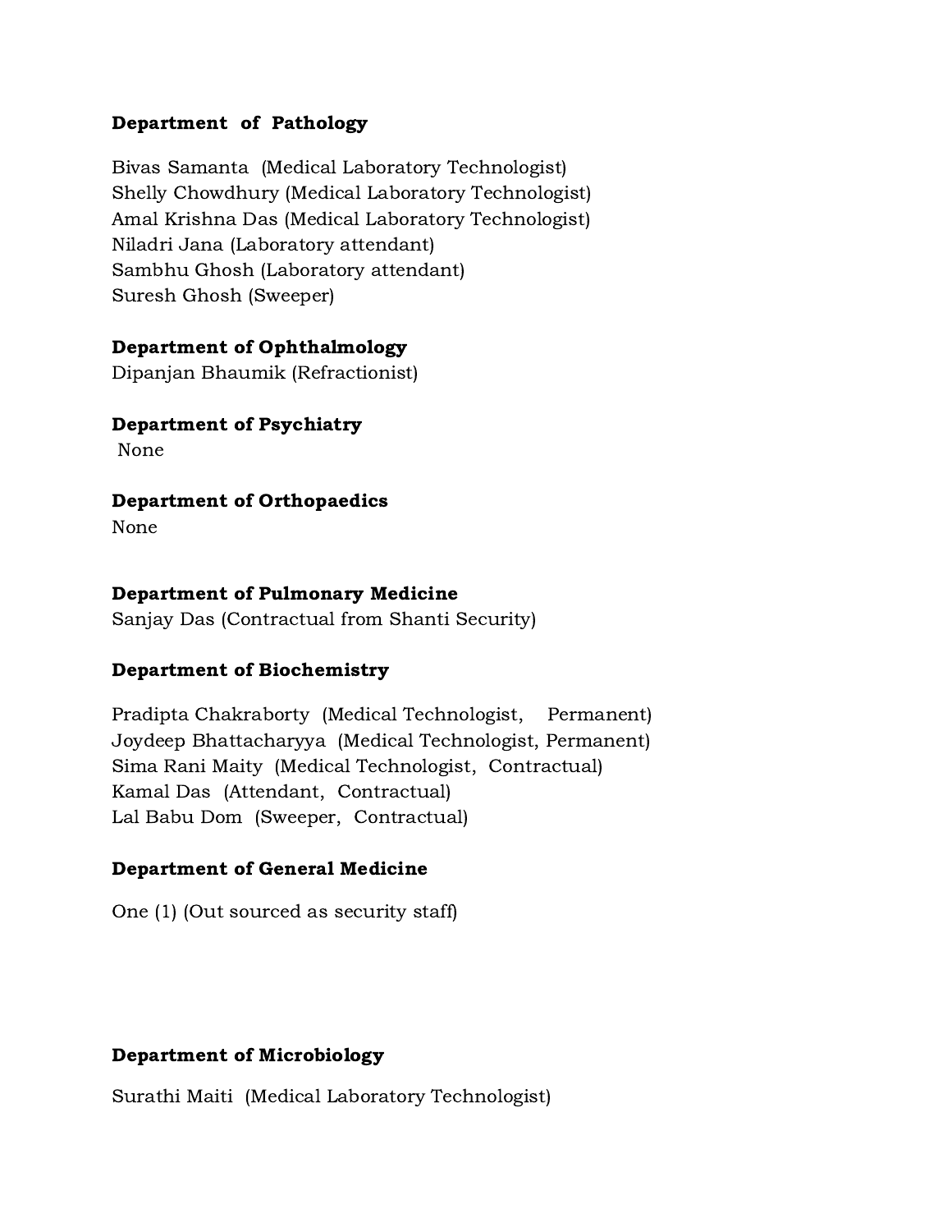**Department of Pathology**

Bivas Samanta (Medical Laboratory Technologist)
Shelly Chowdhury (Medical Laboratory Technologist)
Amal Krishna Das (Medical Laboratory Technologist)
Niladri Jana (Laboratory attendant)
Sambhu Ghosh (Laboratory attendant)
Suresh Ghosh (Sweeper)

**Department of Ophthalmology**
Dipanjan Bhaumik (Refractionist)

**Department of Psychiatry**
None

**Department of Orthopaedics**
None

**Department of Pulmonary Medicine**
Sanjay Das (Contractual from Shanti Security)

**Department of Biochemistry**

Pradipta Chakraborty (Medical Technologist, Permanent)
Joydeep Bhattacharyya (Medical Technologist, Permanent)
Sima Rani Maity (Medical Technologist, Contractual)
Kamal Das (Attendant, Contractual)
Lal Babu Dom (Sweeper, Contractual)

**Department of General Medicine**

One (1) (Out sourced as security staff)

**Department of Microbiology**

Surathi Maiti (Medical Laboratory Technologist)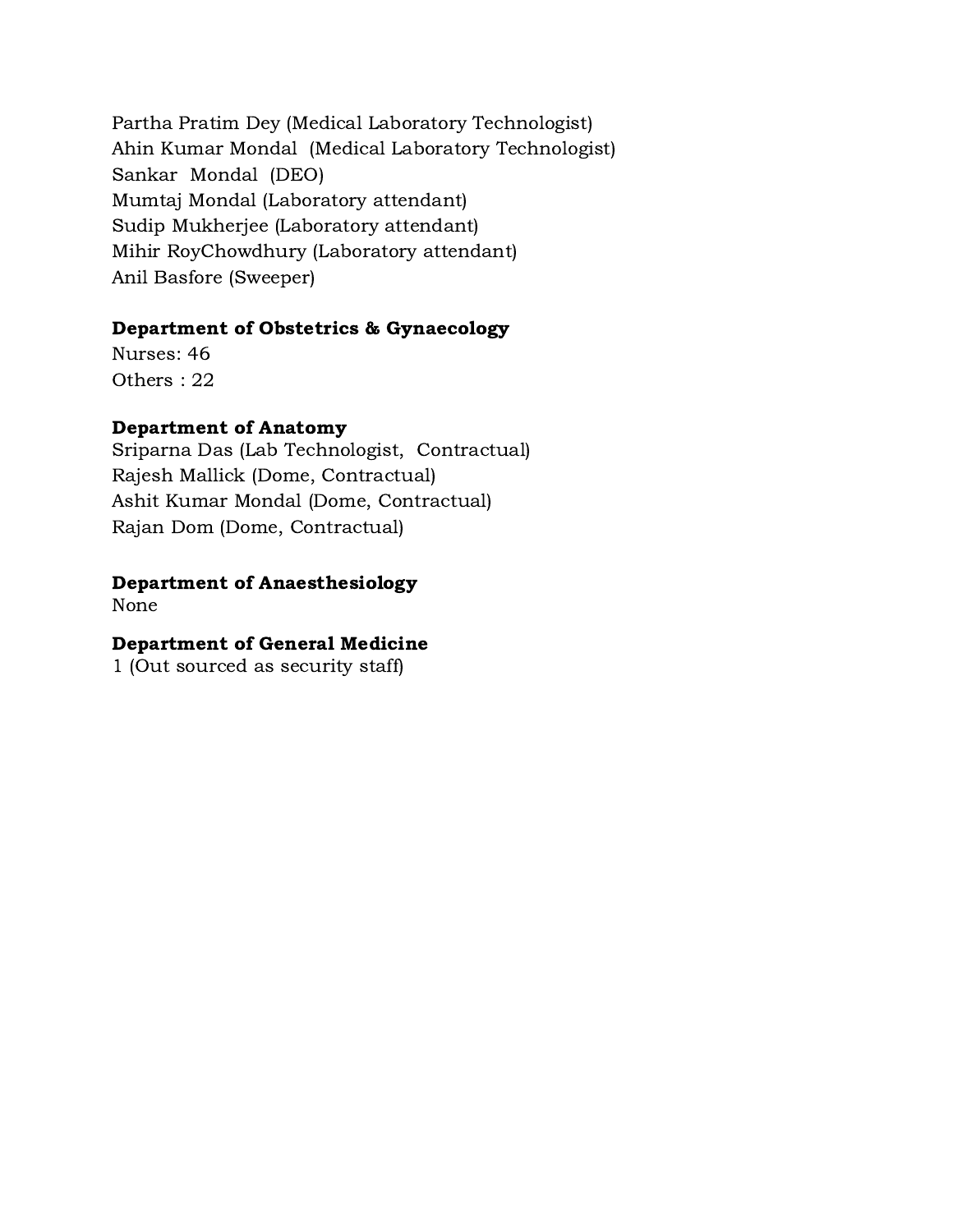Partha Pratim Dey (Medical Laboratory Technologist)
Ahin Kumar Mondal (Medical Laboratory Technologist)
Sankar Mondal (DEO)
Mumtaj Mondal (Laboratory attendant)
Sudip Mukherjee (Laboratory attendant)
Mihir RoyChowdhury (Laboratory attendant)
Anil Basfore (Sweeper)

**Department of Obstetrics & Gynaecology**
Nurses: 46
Others : 22

**Department of Anatomy**
Sriparna Das (Lab Technologist, Contractual)
Rajesh Mallick (Dome, Contractual)
Ashit Kumar Mondal (Dome, Contractual)
Rajan Dom (Dome, Contractual)

**Department of Anaesthesiology**
None

**Department of General Medicine**
1 (Out sourced as security staff)